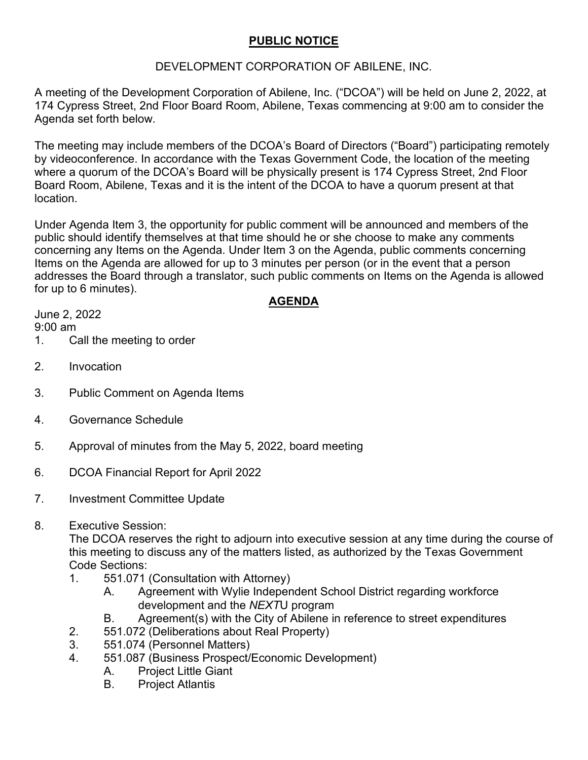**PUBLIC NOTICE**

DEVELOPMENT CORPORATION OF ABILENE, INC.

A meeting of the Development Corporation of Abilene, Inc. ("DCOA") will be held on June 2, 2022, at 174 Cypress Street, 2nd Floor Board Room, Abilene, Texas commencing at 9:00 am to consider the Agenda set forth below.

The meeting may include members of the DCOA's Board of Directors ("Board") participating remotely by videoconference. In accordance with the Texas Government Code, the location of the meeting where a quorum of the DCOA's Board will be physically present is 174 Cypress Street, 2nd Floor Board Room, Abilene, Texas and it is the intent of the DCOA to have a quorum present at that location.

Under Agenda Item 3, the opportunity for public comment will be announced and members of the public should identify themselves at that time should he or she choose to make any comments concerning any Items on the Agenda. Under Item 3 on the Agenda, public comments concerning Items on the Agenda are allowed for up to 3 minutes per person (or in the event that a person addresses the Board through a translator, such public comments on Items on the Agenda is allowed for up to 6 minutes).

**AGENDA**

June 2, 2022
9:00 am

1. Call the meeting to order
2. Invocation
3. Public Comment on Agenda Items
4. Governance Schedule
5. Approval of minutes from the May 5, 2022, board meeting
6. DCOA Financial Report for April 2022
7. Investment Committee Update
8. Executive Session:
   The DCOA reserves the right to adjourn into executive session at any time during the course of this meeting to discuss any of the matters listed, as authorized by the Texas Government Code Sections:
   1. 551.071 (Consultation with Attorney)
      A. Agreement with Wylie Independent School District regarding workforce development and the *NEXT*U program
      B. Agreement(s) with the City of Abilene in reference to street expenditures
   2. 551.072 (Deliberations about Real Property)
   3. 551.074 (Personnel Matters)
   4. 551.087 (Business Prospect/Economic Development)
      A. Project Little Giant
      B. Project Atlantis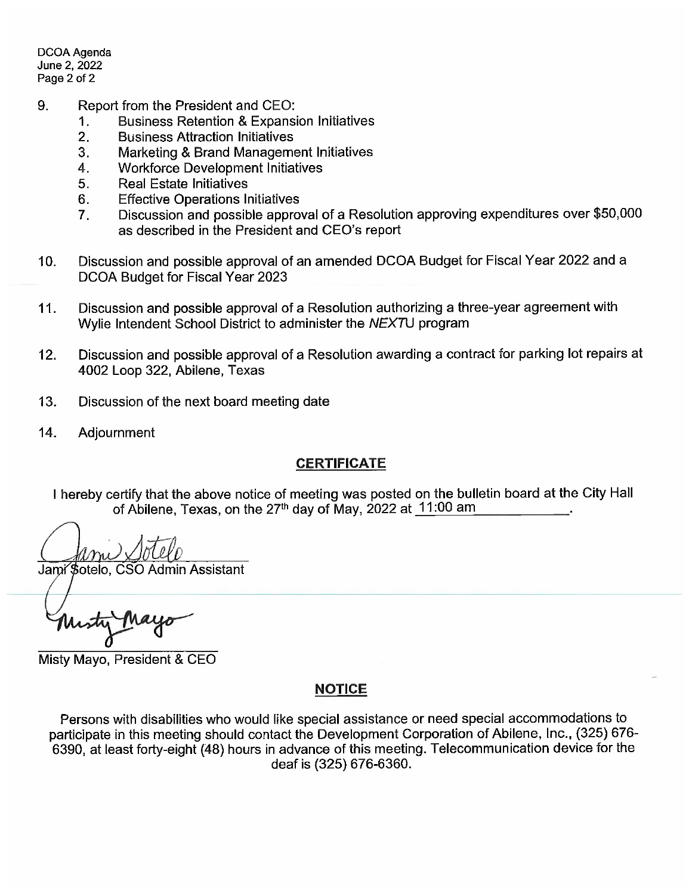9. Report from the President and CEO:
   1. Business Retention & Expansion Initiatives
   2. Business Attraction Initiatives
   3. Marketing & Brand Management Initiatives
   4. Workforce Development Initiatives
   5. Real Estate Initiatives
   6. Effective Operations Initiatives
   7. Discussion and possible approval of a Resolution approving expenditures over $50,000 as described in the President and CEO's report

10. Discussion and possible approval of an amended DCOA Budget for Fiscal Year 2022 and a DCOA Budget for Fiscal Year 2023

11. Discussion and possible approval of a Resolution authorizing a three-year agreement with Wylie Intendent School District to administer the *NEXT*U program

12. Discussion and possible approval of a Resolution awarding a contract for parking lot repairs at 4002 Loop 322, Abilene, Texas

13. Discussion of the next board meeting date

14. Adjournment

## CERTIFICATE

I hereby certify that the above notice of meeting was posted on the bulletin board at the City Hall of Abilene, Texas, on the 27th day of May, 2022 at 11:00 am.

Jami Sotelo, CSO Admin Assistant

Misty Mayo, President & CEO

## NOTICE

Persons with disabilities who would like special assistance or need special accommodations to participate in this meeting should contact the Development Corporation of Abilene, Inc., (325) 676-6390, at least forty-eight (48) hours in advance of this meeting. Telecommunication device for the deaf is (325) 676-6360.